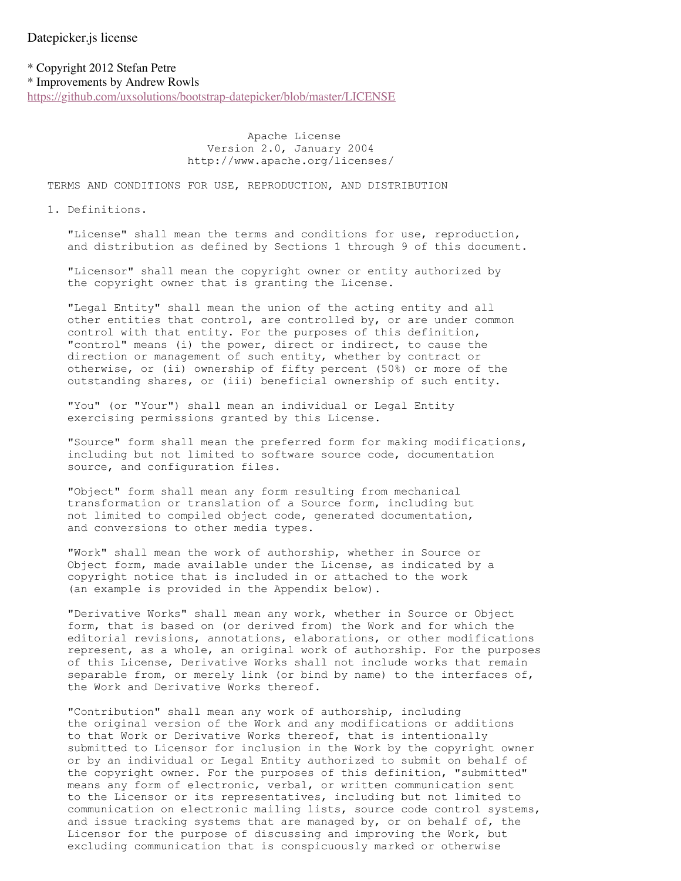Datepicker.js license

* Copyright 2012 Stefan Petre
* Improvements by Andrew Rowls
https://github.com/uxsolutions/bootstrap-datepicker/blob/master/LICENSE

```
                                 Apache License
                           Version 2.0, January 2004
                        http://www.apache.org/licenses/

   TERMS AND CONDITIONS FOR USE, REPRODUCTION, AND DISTRIBUTION

   1. Definitions.

      "License" shall mean the terms and conditions for use, reproduction,
      and distribution as defined by Sections 1 through 9 of this document.

      "Licensor" shall mean the copyright owner or entity authorized by
      the copyright owner that is granting the License.

      "Legal Entity" shall mean the union of the acting entity and all
      other entities that control, are controlled by, or are under common
      control with that entity. For the purposes of this definition,
      "control" means (i) the power, direct or indirect, to cause the
      direction or management of such entity, whether by contract or
      otherwise, or (ii) ownership of fifty percent (50%) or more of the
      outstanding shares, or (iii) beneficial ownership of such entity.

      "You" (or "Your") shall mean an individual or Legal Entity
      exercising permissions granted by this License.

      "Source" form shall mean the preferred form for making modifications,
      including but not limited to software source code, documentation
      source, and configuration files.

      "Object" form shall mean any form resulting from mechanical
      transformation or translation of a Source form, including but
      not limited to compiled object code, generated documentation,
      and conversions to other media types.

      "Work" shall mean the work of authorship, whether in Source or
      Object form, made available under the License, as indicated by a
      copyright notice that is included in or attached to the work
      (an example is provided in the Appendix below).

      "Derivative Works" shall mean any work, whether in Source or Object
      form, that is based on (or derived from) the Work and for which the
      editorial revisions, annotations, elaborations, or other modifications
      represent, as a whole, an original work of authorship. For the purposes
      of this License, Derivative Works shall not include works that remain
      separable from, or merely link (or bind by name) to the interfaces of,
      the Work and Derivative Works thereof.

      "Contribution" shall mean any work of authorship, including
      the original version of the Work and any modifications or additions
      to that Work or Derivative Works thereof, that is intentionally
      submitted to Licensor for inclusion in the Work by the copyright owner
      or by an individual or Legal Entity authorized to submit on behalf of
      the copyright owner. For the purposes of this definition, "submitted"
      means any form of electronic, verbal, or written communication sent
      to the Licensor or its representatives, including but not limited to
      communication on electronic mailing lists, source code control systems,
      and issue tracking systems that are managed by, or on behalf of, the
      Licensor for the purpose of discussing and improving the Work, but
      excluding communication that is conspicuously marked or otherwise
```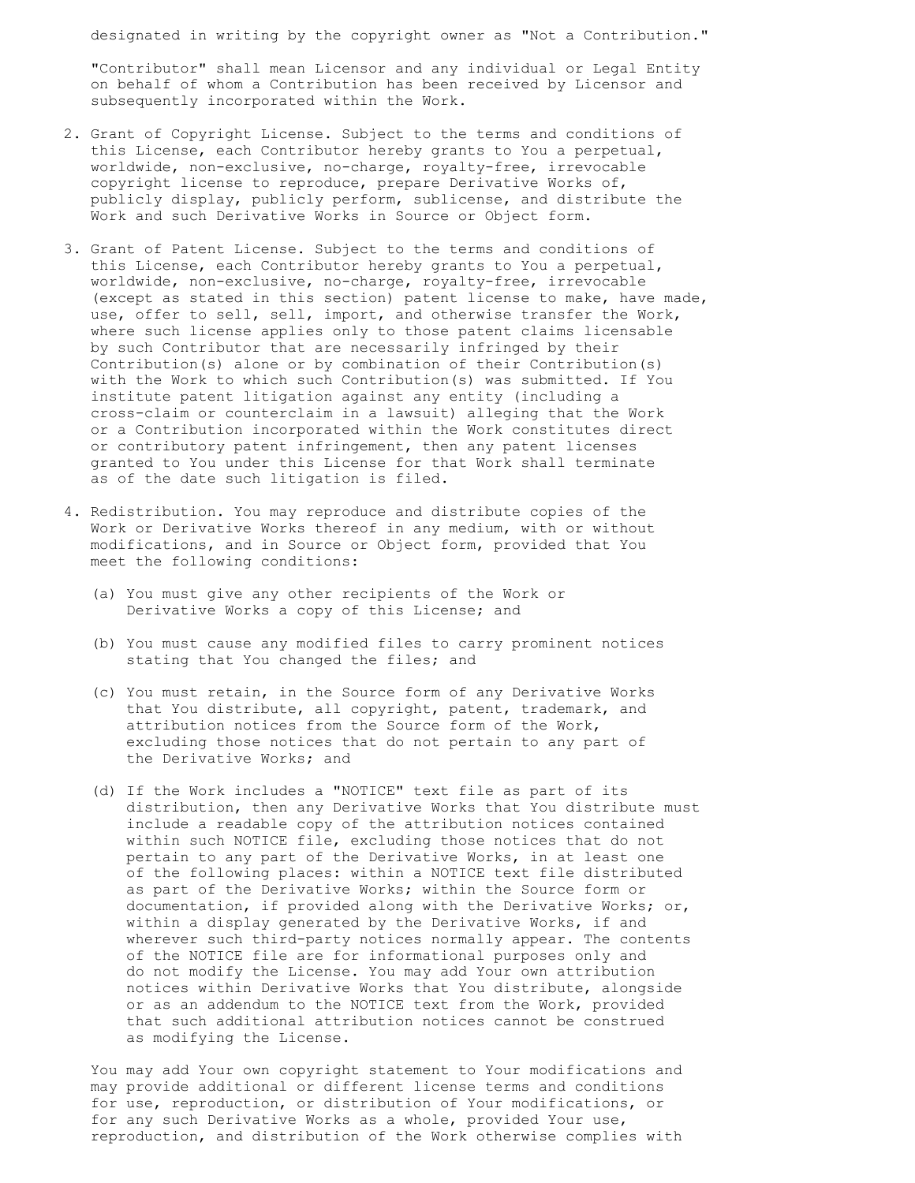designated in writing by the copyright owner as "Not a Contribution."

"Contributor" shall mean Licensor and any individual or Legal Entity on behalf of whom a Contribution has been received by Licensor and subsequently incorporated within the Work.

2. Grant of Copyright License. Subject to the terms and conditions of this License, each Contributor hereby grants to You a perpetual, worldwide, non-exclusive, no-charge, royalty-free, irrevocable copyright license to reproduce, prepare Derivative Works of, publicly display, publicly perform, sublicense, and distribute the Work and such Derivative Works in Source or Object form.

3. Grant of Patent License. Subject to the terms and conditions of this License, each Contributor hereby grants to You a perpetual, worldwide, non-exclusive, no-charge, royalty-free, irrevocable (except as stated in this section) patent license to make, have made, use, offer to sell, sell, import, and otherwise transfer the Work, where such license applies only to those patent claims licensable by such Contributor that are necessarily infringed by their Contribution(s) alone or by combination of their Contribution(s) with the Work to which such Contribution(s) was submitted. If You institute patent litigation against any entity (including a cross-claim or counterclaim in a lawsuit) alleging that the Work or a Contribution incorporated within the Work constitutes direct or contributory patent infringement, then any patent licenses granted to You under this License for that Work shall terminate as of the date such litigation is filed.

4. Redistribution. You may reproduce and distribute copies of the Work or Derivative Works thereof in any medium, with or without modifications, and in Source or Object form, provided that You meet the following conditions:

   (a) You must give any other recipients of the Work or Derivative Works a copy of this License; and

   (b) You must cause any modified files to carry prominent notices stating that You changed the files; and

   (c) You must retain, in the Source form of any Derivative Works that You distribute, all copyright, patent, trademark, and attribution notices from the Source form of the Work, excluding those notices that do not pertain to any part of the Derivative Works; and

   (d) If the Work includes a "NOTICE" text file as part of its distribution, then any Derivative Works that You distribute must include a readable copy of the attribution notices contained within such NOTICE file, excluding those notices that do not pertain to any part of the Derivative Works, in at least one of the following places: within a NOTICE text file distributed as part of the Derivative Works; within the Source form or documentation, if provided along with the Derivative Works; or, within a display generated by the Derivative Works, if and wherever such third-party notices normally appear. The contents of the NOTICE file are for informational purposes only and do not modify the License. You may add Your own attribution notices within Derivative Works that You distribute, alongside or as an addendum to the NOTICE text from the Work, provided that such additional attribution notices cannot be construed as modifying the License.

   You may add Your own copyright statement to Your modifications and may provide additional or different license terms and conditions for use, reproduction, or distribution of Your modifications, or for any such Derivative Works as a whole, provided Your use, reproduction, and distribution of the Work otherwise complies with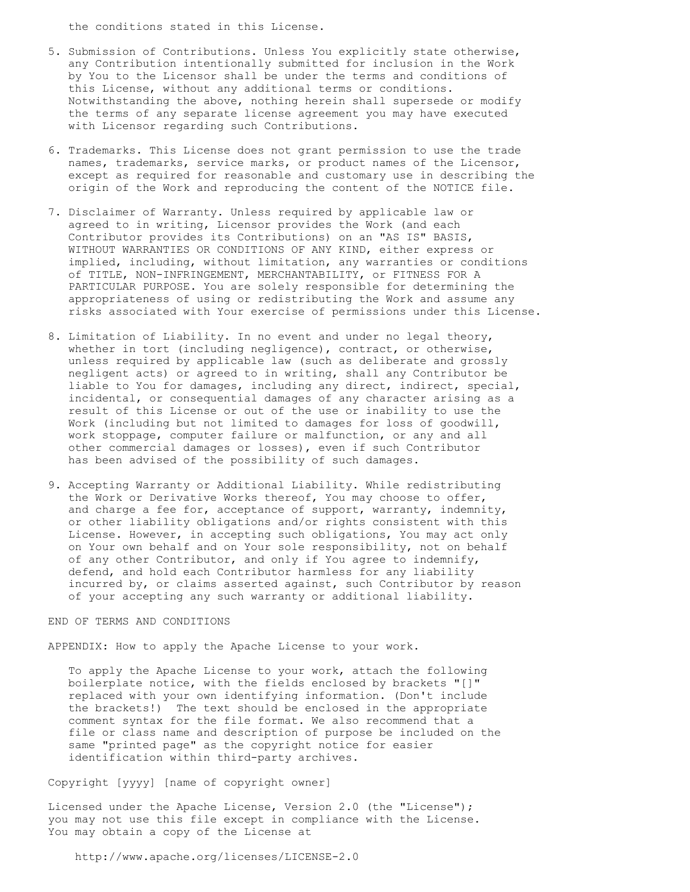the conditions stated in this License.

5. Submission of Contributions. Unless You explicitly state otherwise, any Contribution intentionally submitted for inclusion in the Work by You to the Licensor shall be under the terms and conditions of this License, without any additional terms or conditions. Notwithstanding the above, nothing herein shall supersede or modify the terms of any separate license agreement you may have executed with Licensor regarding such Contributions.

6. Trademarks. This License does not grant permission to use the trade names, trademarks, service marks, or product names of the Licensor, except as required for reasonable and customary use in describing the origin of the Work and reproducing the content of the NOTICE file.

7. Disclaimer of Warranty. Unless required by applicable law or agreed to in writing, Licensor provides the Work (and each Contributor provides its Contributions) on an "AS IS" BASIS, WITHOUT WARRANTIES OR CONDITIONS OF ANY KIND, either express or implied, including, without limitation, any warranties or conditions of TITLE, NON-INFRINGEMENT, MERCHANTABILITY, or FITNESS FOR A PARTICULAR PURPOSE. You are solely responsible for determining the appropriateness of using or redistributing the Work and assume any risks associated with Your exercise of permissions under this License.

8. Limitation of Liability. In no event and under no legal theory, whether in tort (including negligence), contract, or otherwise, unless required by applicable law (such as deliberate and grossly negligent acts) or agreed to in writing, shall any Contributor be liable to You for damages, including any direct, indirect, special, incidental, or consequential damages of any character arising as a result of this License or out of the use or inability to use the Work (including but not limited to damages for loss of goodwill, work stoppage, computer failure or malfunction, or any and all other commercial damages or losses), even if such Contributor has been advised of the possibility of such damages.

9. Accepting Warranty or Additional Liability. While redistributing the Work or Derivative Works thereof, You may choose to offer, and charge a fee for, acceptance of support, warranty, indemnity, or other liability obligations and/or rights consistent with this License. However, in accepting such obligations, You may act only on Your own behalf and on Your sole responsibility, not on behalf of any other Contributor, and only if You agree to indemnify, defend, and hold each Contributor harmless for any liability incurred by, or claims asserted against, such Contributor by reason of your accepting any such warranty or additional liability.

END OF TERMS AND CONDITIONS

APPENDIX: How to apply the Apache License to your work.

To apply the Apache License to your work, attach the following boilerplate notice, with the fields enclosed by brackets "[]" replaced with your own identifying information. (Don't include the brackets!) The text should be enclosed in the appropriate comment syntax for the file format. We also recommend that a file or class name and description of purpose be included on the same "printed page" as the copyright notice for easier identification within third-party archives.

Copyright [yyyy] [name of copyright owner]

Licensed under the Apache License, Version 2.0 (the "License");
you may not use this file except in compliance with the License.
You may obtain a copy of the License at

http://www.apache.org/licenses/LICENSE-2.0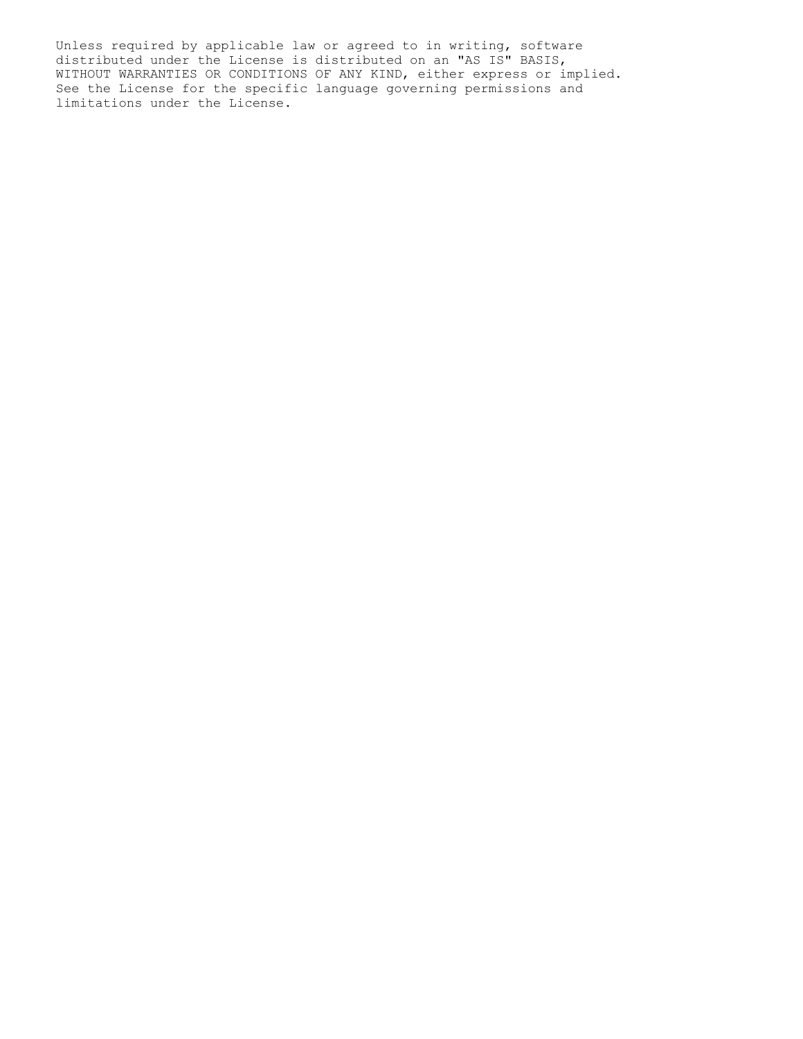Unless required by applicable law or agreed to in writing, software
distributed under the License is distributed on an "AS IS" BASIS,
WITHOUT WARRANTIES OR CONDITIONS OF ANY KIND, either express or implied.
See the License for the specific language governing permissions and
limitations under the License.